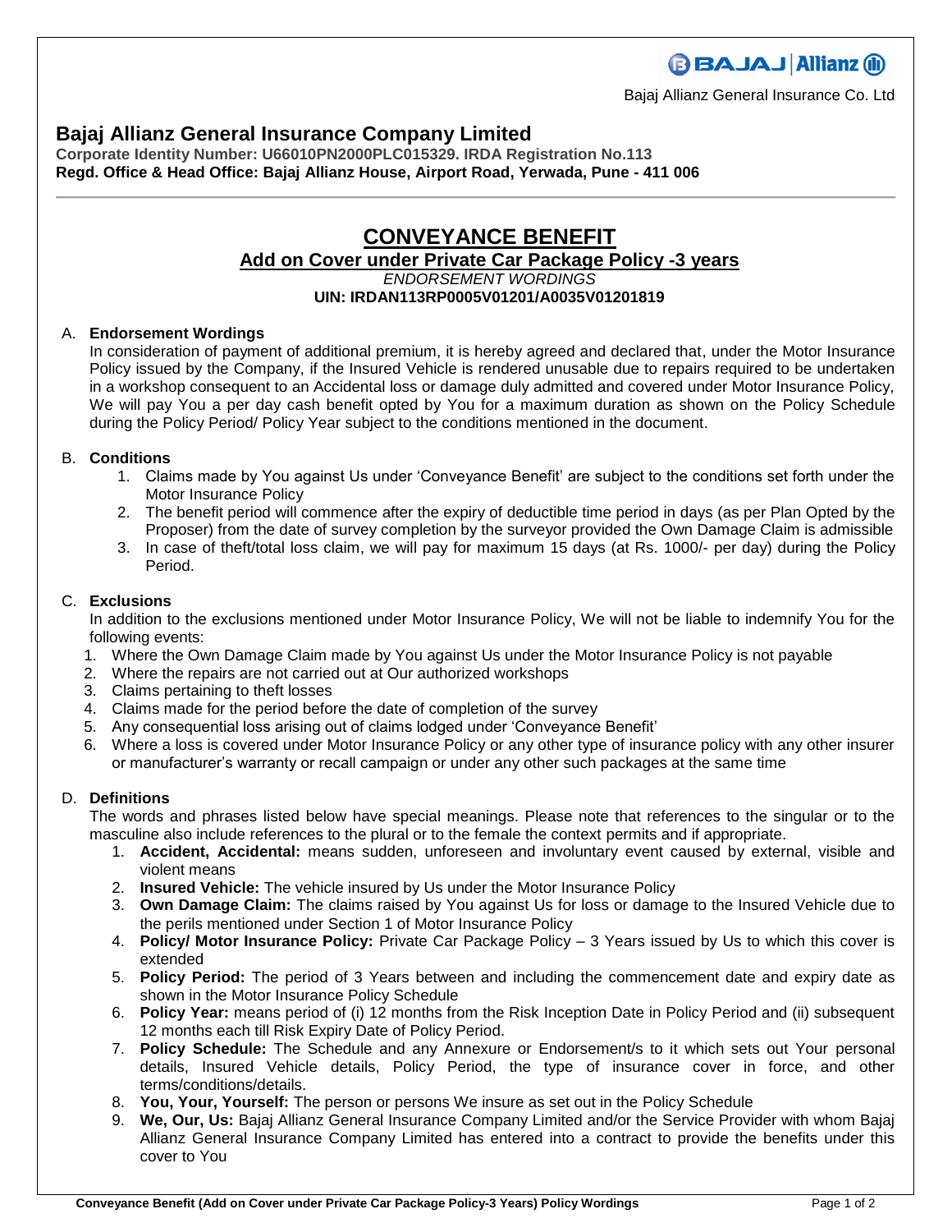Bajaj Allianz General Insurance Co. Ltd

# Bajaj Allianz General Insurance Company Limited

**Corporate Identity Number: U66010PN2000PLC015329. IRDA Registration No.113**
**Regd. Office & Head Office: Bajaj Allianz House, Airport Road, Yerwada, Pune - 411 006**

---

## CONVEYANCE BENEFIT

### Add on Cover under Private Car Package Policy -3 years

*ENDORSEMENT WORDINGS*

**UIN: IRDAN113RP0005V01201/A0035V01201819**

A. **Endorsement Wordings**

In consideration of payment of additional premium, it is hereby agreed and declared that, under the Motor Insurance Policy issued by the Company, if the Insured Vehicle is rendered unusable due to repairs required to be undertaken in a workshop consequent to an Accidental loss or damage duly admitted and covered under Motor Insurance Policy, We will pay You a per day cash benefit opted by You for a maximum duration as shown on the Policy Schedule during the Policy Period/ Policy Year subject to the conditions mentioned in the document.

B. **Conditions**

1. Claims made by You against Us under 'Conveyance Benefit' are subject to the conditions set forth under the Motor Insurance Policy
2. The benefit period will commence after the expiry of deductible time period in days (as per Plan Opted by the Proposer) from the date of survey completion by the surveyor provided the Own Damage Claim is admissible
3. In case of theft/total loss claim, we will pay for maximum 15 days (at Rs. 1000/- per day) during the Policy Period.

C. **Exclusions**

In addition to the exclusions mentioned under Motor Insurance Policy, We will not be liable to indemnify You for the following events:

1. Where the Own Damage Claim made by You against Us under the Motor Insurance Policy is not payable
2. Where the repairs are not carried out at Our authorized workshops
3. Claims pertaining to theft losses
4. Claims made for the period before the date of completion of the survey
5. Any consequential loss arising out of claims lodged under 'Conveyance Benefit'
6. Where a loss is covered under Motor Insurance Policy or any other type of insurance policy with any other insurer or manufacturer's warranty or recall campaign or under any other such packages at the same time

D. **Definitions**

The words and phrases listed below have special meanings. Please note that references to the singular or to the masculine also include references to the plural or to the female the context permits and if appropriate.

1. **Accident, Accidental:** means sudden, unforeseen and involuntary event caused by external, visible and violent means
2. **Insured Vehicle:** The vehicle insured by Us under the Motor Insurance Policy
3. **Own Damage Claim:** The claims raised by You against Us for loss or damage to the Insured Vehicle due to the perils mentioned under Section 1 of Motor Insurance Policy
4. **Policy/ Motor Insurance Policy:** Private Car Package Policy – 3 Years issued by Us to which this cover is extended
5. **Policy Period:** The period of 3 Years between and including the commencement date and expiry date as shown in the Motor Insurance Policy Schedule
6. **Policy Year:** means period of (i) 12 months from the Risk Inception Date in Policy Period and (ii) subsequent 12 months each till Risk Expiry Date of Policy Period.
7. **Policy Schedule:** The Schedule and any Annexure or Endorsement/s to it which sets out Your personal details, Insured Vehicle details, Policy Period, the type of insurance cover in force, and other terms/conditions/details.
8. **You, Your, Yourself:** The person or persons We insure as set out in the Policy Schedule
9. **We, Our, Us:** Bajaj Allianz General Insurance Company Limited and/or the Service Provider with whom Bajaj Allianz General Insurance Company Limited has entered into a contract to provide the benefits under this cover to You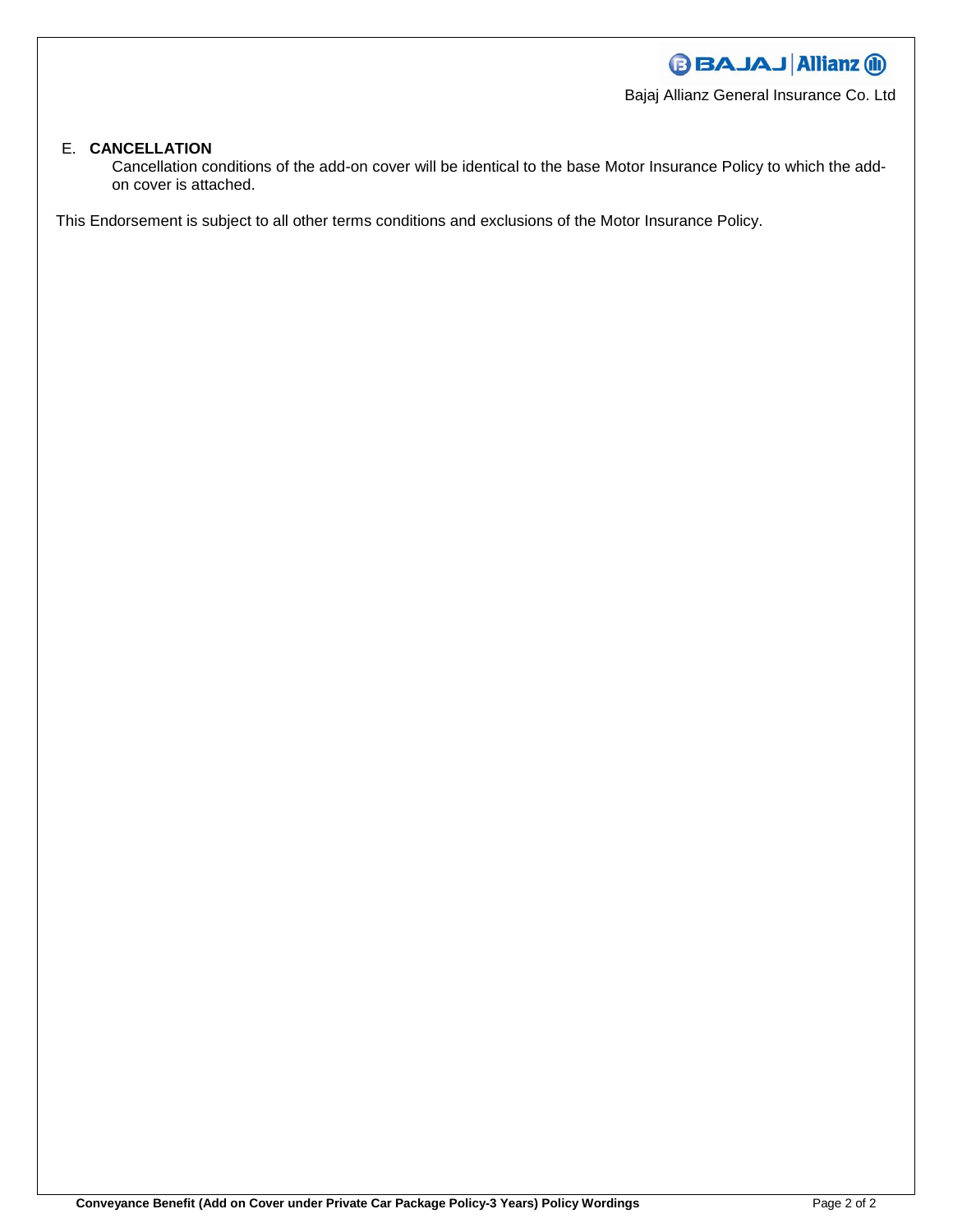E. **CANCELLATION**

Cancellation conditions of the add-on cover will be identical to the base Motor Insurance Policy to which the add-on cover is attached.

This Endorsement is subject to all other terms conditions and exclusions of the Motor Insurance Policy.